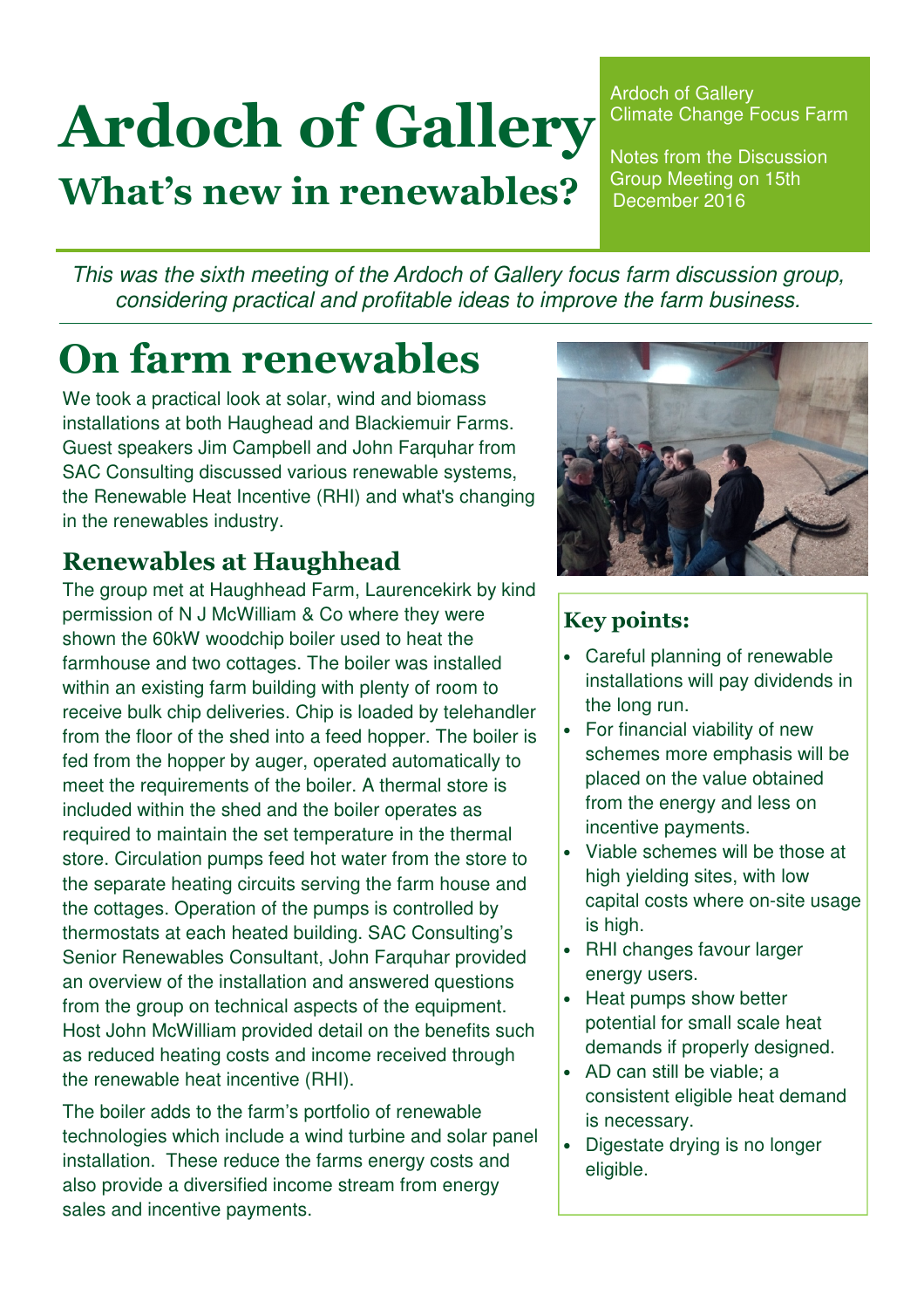# Ardoch of Gallery

## What's new in renewables?

Ardoch of Gallery
Climate Change Focus Farm

Notes from the Discussion Group Meeting on 15th December 2016

*This was the sixth meeting of the Ardoch of Gallery focus farm discussion group, considering practical and profitable ideas to improve the farm business.*

# On farm renewables

We took a practical look at solar, wind and biomass installations at both Haughead and Blackiemuir Farms. Guest speakers Jim Campbell and John Farquhar from SAC Consulting discussed various renewable systems, the Renewable Heat Incentive (RHI) and what's changing in the renewables industry.

### Renewables at Haughhead

The group met at Haughhead Farm, Laurencekirk by kind permission of N J McWilliam & Co where they were shown the 60kW woodchip boiler used to heat the farmhouse and two cottages. The boiler was installed within an existing farm building with plenty of room to receive bulk chip deliveries. Chip is loaded by telehandler from the floor of the shed into a feed hopper. The boiler is fed from the hopper by auger, operated automatically to meet the requirements of the boiler. A thermal store is included within the shed and the boiler operates as required to maintain the set temperature in the thermal store. Circulation pumps feed hot water from the store to the separate heating circuits serving the farm house and the cottages. Operation of the pumps is controlled by thermostats at each heated building. SAC Consulting's Senior Renewables Consultant, John Farquhar provided an overview of the installation and answered questions from the group on technical aspects of the equipment. Host John McWilliam provided detail on the benefits such as reduced heating costs and income received through the renewable heat incentive (RHI).

The boiler adds to the farm's portfolio of renewable technologies which include a wind turbine and solar panel installation. These reduce the farms energy costs and also provide a diversified income stream from energy sales and incentive payments.

### Key points:

- Careful planning of renewable installations will pay dividends in the long run.
- For financial viability of new schemes more emphasis will be placed on the value obtained from the energy and less on incentive payments.
- Viable schemes will be those at high yielding sites, with low capital costs where on-site usage is high.
- RHI changes favour larger energy users.
- Heat pumps show better potential for small scale heat demands if properly designed.
- AD can still be viable; a consistent eligible heat demand is necessary.
- Digestate drying is no longer eligible.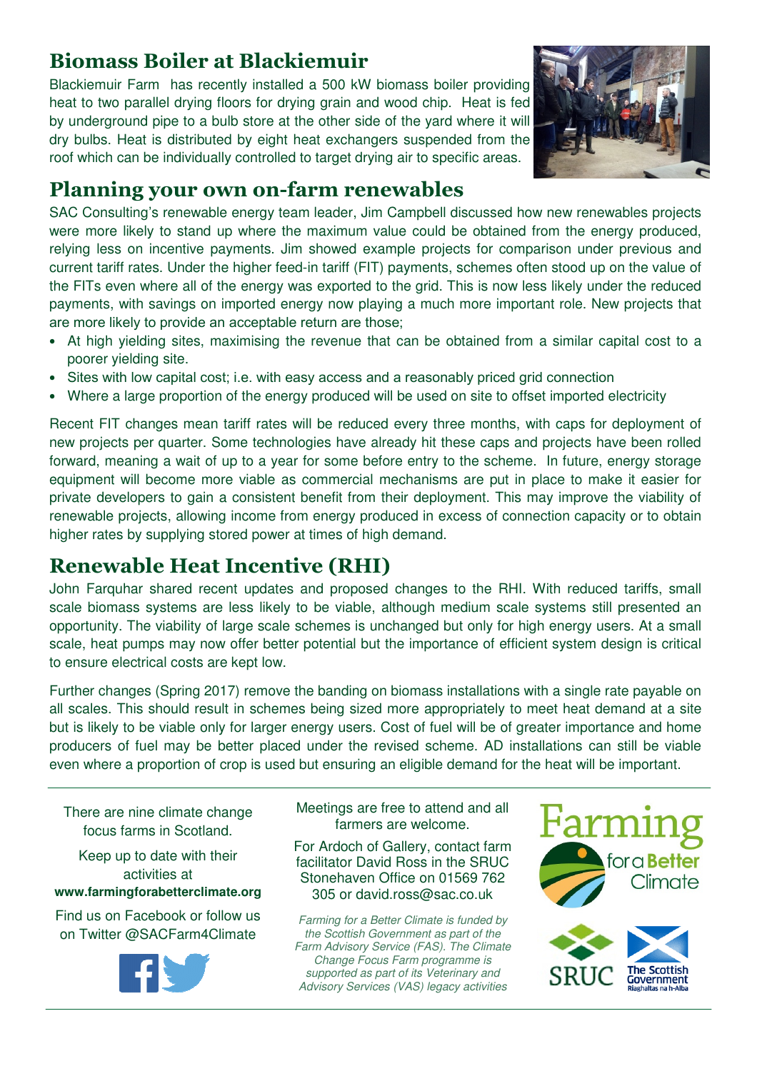## Biomass Boiler at Blackiemuir

Blackiemuir Farm has recently installed a 500 kW biomass boiler providing heat to two parallel drying floors for drying grain and wood chip. Heat is fed by underground pipe to a bulb store at the other side of the yard where it will dry bulbs. Heat is distributed by eight heat exchangers suspended from the roof which can be individually controlled to target drying air to specific areas.

## Planning your own on-farm renewables

SAC Consulting's renewable energy team leader, Jim Campbell discussed how new renewables projects were more likely to stand up where the maximum value could be obtained from the energy produced, relying less on incentive payments. Jim showed example projects for comparison under previous and current tariff rates. Under the higher feed-in tariff (FIT) payments, schemes often stood up on the value of the FITs even where all of the energy was exported to the grid. This is now less likely under the reduced payments, with savings on imported energy now playing a much more important role. New projects that are more likely to provide an acceptable return are those;

- At high yielding sites, maximising the revenue that can be obtained from a similar capital cost to a poorer yielding site.
- Sites with low capital cost; i.e. with easy access and a reasonably priced grid connection
- Where a large proportion of the energy produced will be used on site to offset imported electricity

Recent FIT changes mean tariff rates will be reduced every three months, with caps for deployment of new projects per quarter. Some technologies have already hit these caps and projects have been rolled forward, meaning a wait of up to a year for some before entry to the scheme. In future, energy storage equipment will become more viable as commercial mechanisms are put in place to make it easier for private developers to gain a consistent benefit from their deployment. This may improve the viability of renewable projects, allowing income from energy produced in excess of connection capacity or to obtain higher rates by supplying stored power at times of high demand.

## Renewable Heat Incentive (RHI)

John Farquhar shared recent updates and proposed changes to the RHI. With reduced tariffs, small scale biomass systems are less likely to be viable, although medium scale systems still presented an opportunity. The viability of large scale schemes is unchanged but only for high energy users. At a small scale, heat pumps may now offer better potential but the importance of efficient system design is critical to ensure electrical costs are kept low.

Further changes (Spring 2017) remove the banding on biomass installations with a single rate payable on all scales. This should result in schemes being sized more appropriately to meet heat demand at a site but is likely to be viable only for larger energy users. Cost of fuel will be of greater importance and home producers of fuel may be better placed under the revised scheme. AD installations can still be viable even where a proportion of crop is used but ensuring an eligible demand for the heat will be important.

---

There are nine climate change focus farms in Scotland.

Keep up to date with their activities at **www.farmingforabetterclimate.org**

Find us on Facebook or follow us on Twitter @SACFarm4Climate

Meetings are free to attend and all farmers are welcome.

For Ardoch of Gallery, contact farm facilitator David Ross in the SRUC Stonehaven Office on 01569 762 305 or david.ross@sac.co.uk

*Farming for a Better Climate is funded by the Scottish Government as part of the Farm Advisory Service (FAS). The Climate Change Focus Farm programme is supported as part of its Veterinary and Advisory Services (VAS) legacy activities*

Farming for a Better Climate

SRUC

The Scottish Government
Riaghaltas na h-Alba